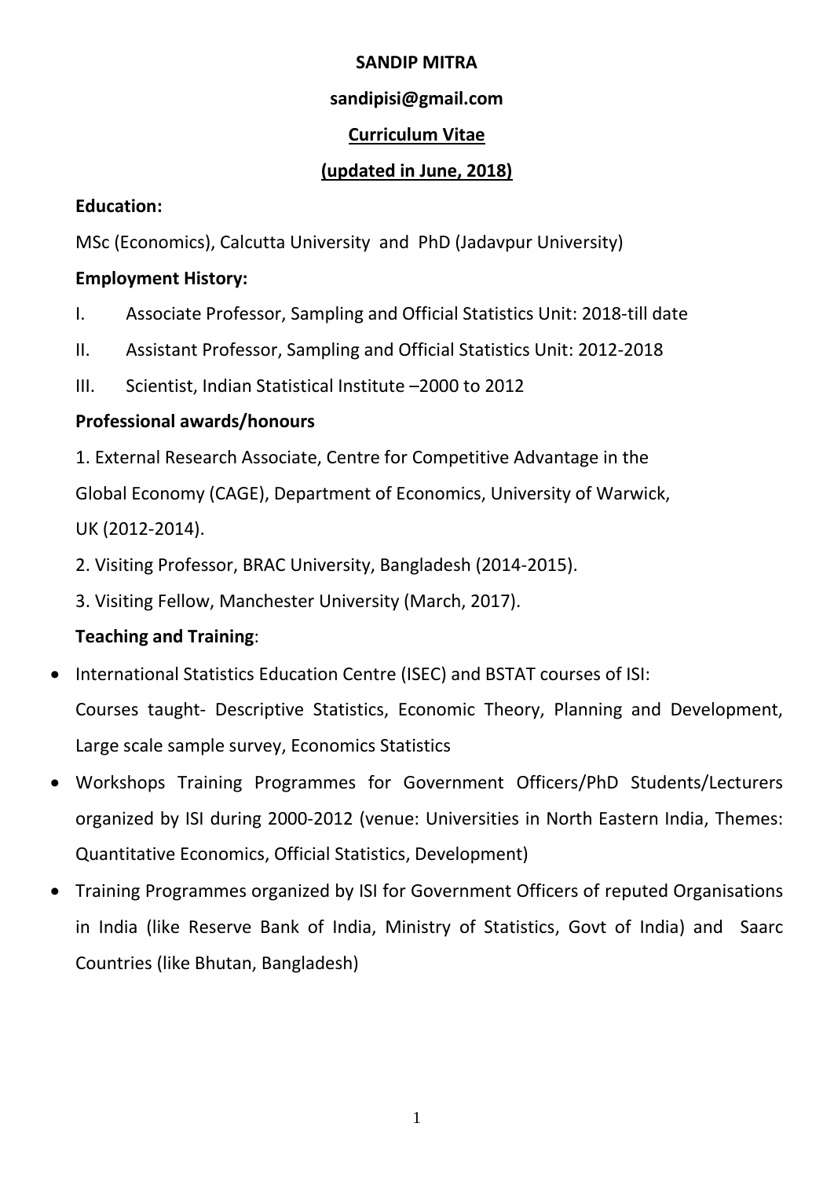**SANDIP MITRA**

**sandipisi@gmail.com**

**Curriculum Vitae**

**(updated in June, 2018)**

**Education:**

MSc (Economics), Calcutta University and PhD (Jadavpur University)

**Employment History:**

I. Associate Professor, Sampling and Official Statistics Unit: 2018-till date

II. Assistant Professor, Sampling and Official Statistics Unit: 2012-2018

III. Scientist, Indian Statistical Institute –2000 to 2012

**Professional awards/honours**

1. External Research Associate, Centre for Competitive Advantage in the Global Economy (CAGE), Department of Economics, University of Warwick, UK (2012-2014).
2. Visiting Professor, BRAC University, Bangladesh (2014-2015).
3. Visiting Fellow, Manchester University (March, 2017).

**Teaching and Training**:

- International Statistics Education Centre (ISEC) and BSTAT courses of ISI: Courses taught- Descriptive Statistics, Economic Theory, Planning and Development, Large scale sample survey, Economics Statistics
- Workshops Training Programmes for Government Officers/PhD Students/Lecturers organized by ISI during 2000-2012 (venue: Universities in North Eastern India, Themes: Quantitative Economics, Official Statistics, Development)
- Training Programmes organized by ISI for Government Officers of reputed Organisations in India (like Reserve Bank of India, Ministry of Statistics, Govt of India) and Saarc Countries (like Bhutan, Bangladesh)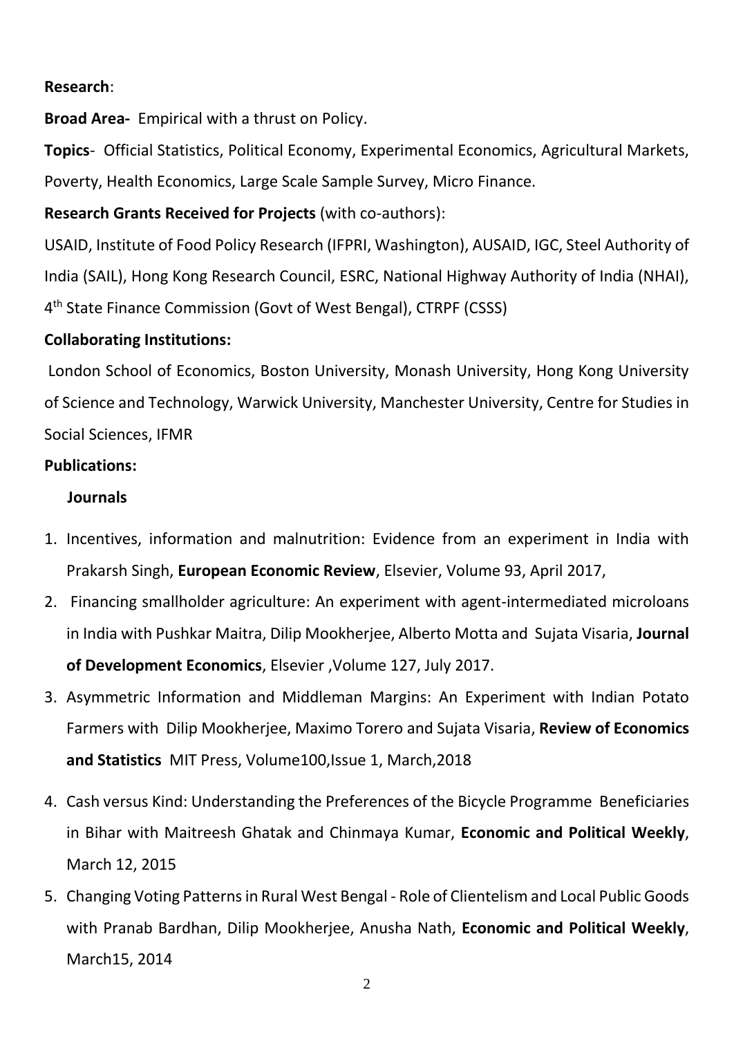**Research**:

**Broad Area-** Empirical with a thrust on Policy.

**Topics**- Official Statistics, Political Economy, Experimental Economics, Agricultural Markets, Poverty, Health Economics, Large Scale Sample Survey, Micro Finance.

**Research Grants Received for Projects** (with co-authors):

USAID, Institute of Food Policy Research (IFPRI, Washington), AUSAID, IGC, Steel Authority of India (SAIL), Hong Kong Research Council, ESRC, National Highway Authority of India (NHAI), 4th State Finance Commission (Govt of West Bengal), CTRPF (CSSS)

**Collaborating Institutions:**

London School of Economics, Boston University, Monash University, Hong Kong University of Science and Technology, Warwick University, Manchester University, Centre for Studies in Social Sciences, IFMR

**Publications:**

**Journals**

1. Incentives, information and malnutrition: Evidence from an experiment in India with Prakarsh Singh, **European Economic Review**, Elsevier, Volume 93, April 2017,
2. Financing smallholder agriculture: An experiment with agent-intermediated microloans in India with Pushkar Maitra, Dilip Mookherjee, Alberto Motta and Sujata Visaria, **Journal of Development Economics**, Elsevier ,Volume 127, July 2017.
3. Asymmetric Information and Middleman Margins: An Experiment with Indian Potato Farmers with Dilip Mookherjee, Maximo Torero and Sujata Visaria, **Review of Economics and Statistics** MIT Press, Volume100,Issue 1, March,2018
4. Cash versus Kind: Understanding the Preferences of the Bicycle Programme Beneficiaries in Bihar with Maitreesh Ghatak and Chinmaya Kumar, **Economic and Political Weekly**, March 12, 2015
5. Changing Voting Patterns in Rural West Bengal - Role of Clientelism and Local Public Goods with Pranab Bardhan, Dilip Mookherjee, Anusha Nath, **Economic and Political Weekly**, March15, 2014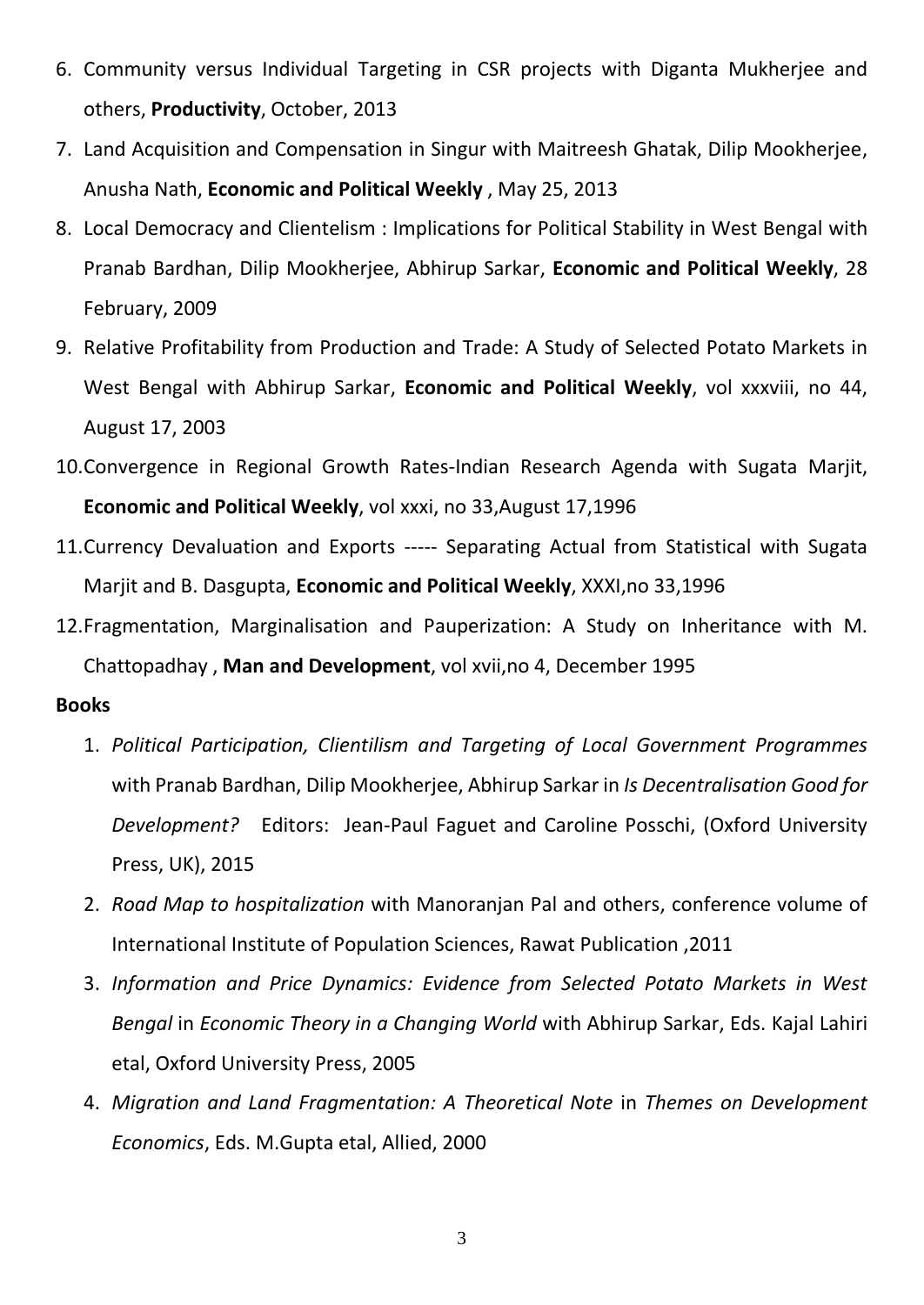6. Community versus Individual Targeting in CSR projects with Diganta Mukherjee and others, **Productivity**, October, 2013
7. Land Acquisition and Compensation in Singur with Maitreesh Ghatak, Dilip Mookherjee, Anusha Nath, **Economic and Political Weekly** , May 25, 2013
8. Local Democracy and Clientelism : Implications for Political Stability in West Bengal with Pranab Bardhan, Dilip Mookherjee, Abhirup Sarkar, **Economic and Political Weekly**, 28 February, 2009
9. Relative Profitability from Production and Trade: A Study of Selected Potato Markets in West Bengal with Abhirup Sarkar, **Economic and Political Weekly**, vol xxxviii, no 44, August 17, 2003
10. Convergence in Regional Growth Rates-Indian Research Agenda with Sugata Marjit, **Economic and Political Weekly**, vol xxxi, no 33,August 17,1996
11. Currency Devaluation and Exports ----- Separating Actual from Statistical with Sugata Marjit and B. Dasgupta, **Economic and Political Weekly**, XXXI,no 33,1996
12. Fragmentation, Marginalisation and Pauperization: A Study on Inheritance with M. Chattopadhay , **Man and Development**, vol xvii,no 4, December 1995

**Books**

1. *Political Participation, Clientilism and Targeting of Local Government Programmes* with Pranab Bardhan, Dilip Mookherjee, Abhirup Sarkar in *Is Decentralisation Good for Development?* Editors: Jean-Paul Faguet and Caroline Posschi, (Oxford University Press, UK), 2015
2. *Road Map to hospitalization* with Manoranjan Pal and others, conference volume of International Institute of Population Sciences, Rawat Publication ,2011
3. *Information and Price Dynamics: Evidence from Selected Potato Markets in West Bengal* in *Economic Theory in a Changing World* with Abhirup Sarkar, Eds. Kajal Lahiri etal, Oxford University Press, 2005
4. *Migration and Land Fragmentation: A Theoretical Note* in *Themes on Development Economics*, Eds. M.Gupta etal, Allied, 2000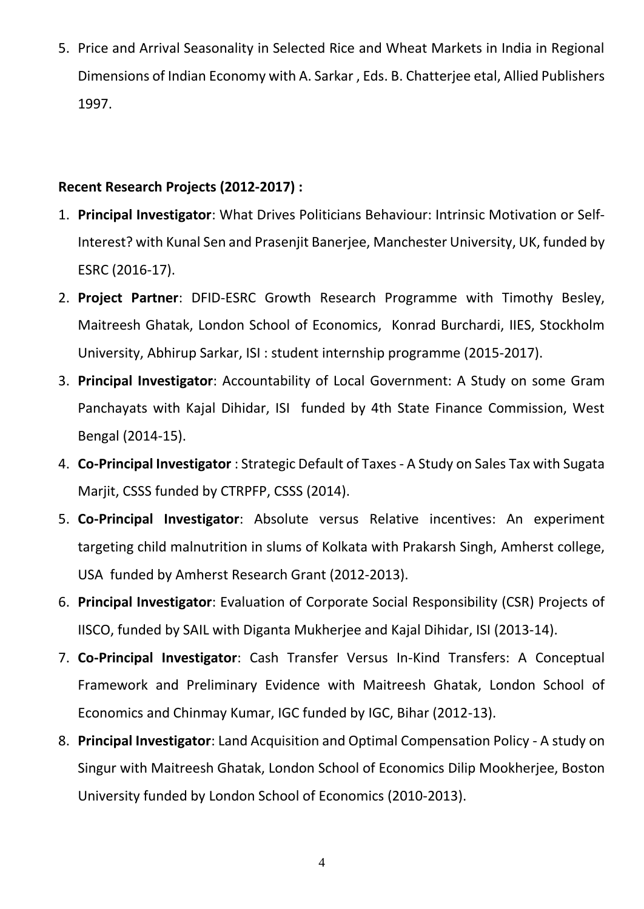5. Price and Arrival Seasonality in Selected Rice and Wheat Markets in India in Regional Dimensions of Indian Economy with A. Sarkar , Eds. B. Chatterjee etal, Allied Publishers 1997.

**Recent Research Projects (2012-2017) :**

1. **Principal Investigator**: What Drives Politicians Behaviour: Intrinsic Motivation or Self-Interest? with Kunal Sen and Prasenjit Banerjee, Manchester University, UK, funded by ESRC (2016-17).
2. **Project Partner**: DFID-ESRC Growth Research Programme with Timothy Besley, Maitreesh Ghatak, London School of Economics, Konrad Burchardi, IIES, Stockholm University, Abhirup Sarkar, ISI : student internship programme (2015-2017).
3. **Principal Investigator**: Accountability of Local Government: A Study on some Gram Panchayats with Kajal Dihidar, ISI funded by 4th State Finance Commission, West Bengal (2014-15).
4. **Co-Principal Investigator** : Strategic Default of Taxes - A Study on Sales Tax with Sugata Marjit, CSSS funded by CTRPFP, CSSS (2014).
5. **Co-Principal Investigator**: Absolute versus Relative incentives: An experiment targeting child malnutrition in slums of Kolkata with Prakarsh Singh, Amherst college, USA funded by Amherst Research Grant (2012-2013).
6. **Principal Investigator**: Evaluation of Corporate Social Responsibility (CSR) Projects of IISCO, funded by SAIL with Diganta Mukherjee and Kajal Dihidar, ISI (2013-14).
7. **Co-Principal Investigator**: Cash Transfer Versus In-Kind Transfers: A Conceptual Framework and Preliminary Evidence with Maitreesh Ghatak, London School of Economics and Chinmay Kumar, IGC funded by IGC, Bihar (2012-13).
8. **Principal Investigator**: Land Acquisition and Optimal Compensation Policy - A study on Singur with Maitreesh Ghatak, London School of Economics Dilip Mookherjee, Boston University funded by London School of Economics (2010-2013).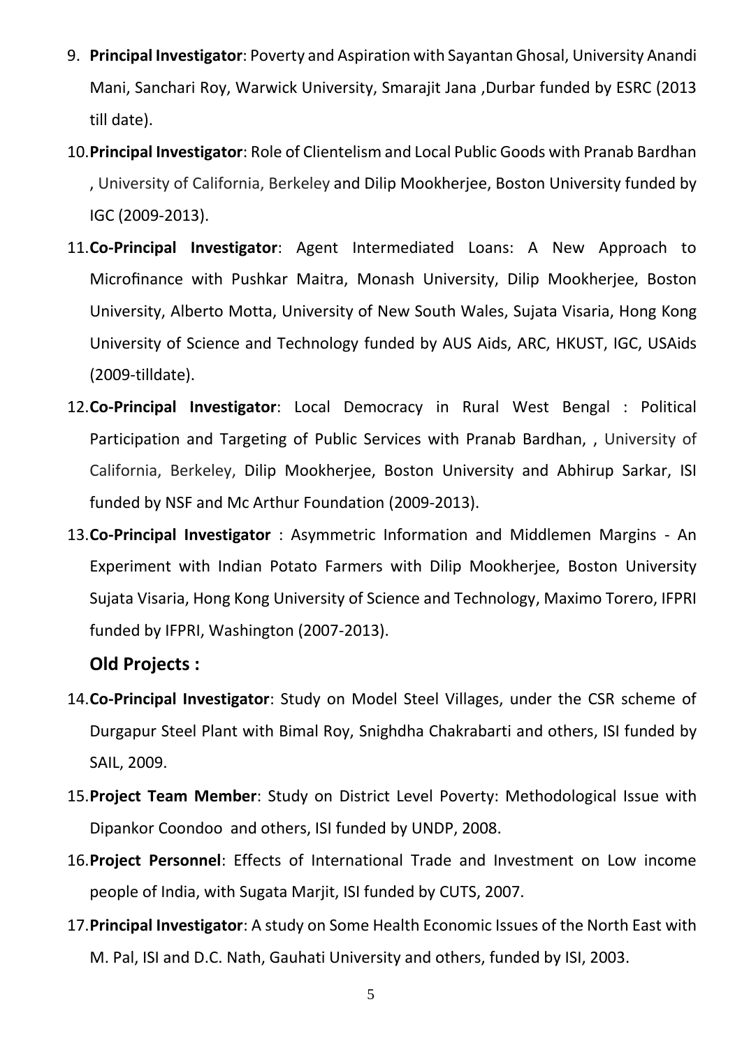9. **Principal Investigator**: Poverty and Aspiration with Sayantan Ghosal, University Anandi Mani, Sanchari Roy, Warwick University, Smarajit Jana ,Durbar funded by ESRC (2013 till date).

10. **Principal Investigator**: Role of Clientelism and Local Public Goods with Pranab Bardhan , University of California, Berkeley and Dilip Mookherjee, Boston University funded by IGC (2009-2013).

11. **Co-Principal Investigator**: Agent Intermediated Loans: A New Approach to Microfinance with Pushkar Maitra, Monash University, Dilip Mookherjee, Boston University, Alberto Motta, University of New South Wales, Sujata Visaria, Hong Kong University of Science and Technology funded by AUS Aids, ARC, HKUST, IGC, USAids (2009-tilldate).

12. **Co-Principal Investigator**: Local Democracy in Rural West Bengal : Political Participation and Targeting of Public Services with Pranab Bardhan, , University of California, Berkeley, Dilip Mookherjee, Boston University and Abhirup Sarkar, ISI funded by NSF and Mc Arthur Foundation (2009-2013).

13. **Co-Principal Investigator** : Asymmetric Information and Middlemen Margins - An Experiment with Indian Potato Farmers with Dilip Mookherjee, Boston University Sujata Visaria, Hong Kong University of Science and Technology, Maximo Torero, IFPRI funded by IFPRI, Washington (2007-2013).

### Old Projects :

14. **Co-Principal Investigator**: Study on Model Steel Villages, under the CSR scheme of Durgapur Steel Plant with Bimal Roy, Snighdha Chakrabarti and others, ISI funded by SAIL, 2009.

15. **Project Team Member**: Study on District Level Poverty: Methodological Issue with Dipankor Coondoo and others, ISI funded by UNDP, 2008.

16. **Project Personnel**: Effects of International Trade and Investment on Low income people of India, with Sugata Marjit, ISI funded by CUTS, 2007.

17. **Principal Investigator**: A study on Some Health Economic Issues of the North East with M. Pal, ISI and D.C. Nath, Gauhati University and others, funded by ISI, 2003.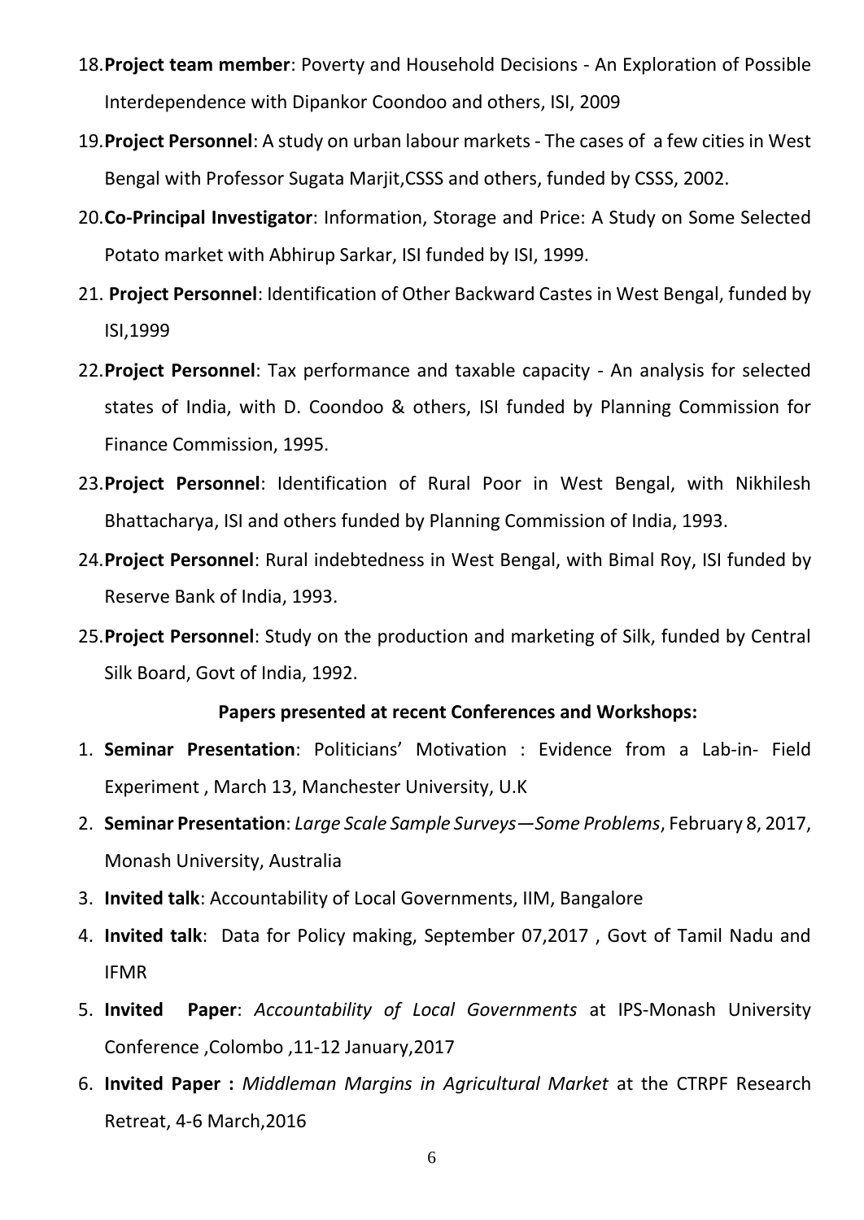18. **Project team member**: Poverty and Household Decisions - An Exploration of Possible Interdependence with Dipankor Coondoo and others, ISI, 2009

19. **Project Personnel**: A study on urban labour markets - The cases of a few cities in West Bengal with Professor Sugata Marjit,CSSS and others, funded by CSSS, 2002.

20. **Co-Principal Investigator**: Information, Storage and Price: A Study on Some Selected Potato market with Abhirup Sarkar, ISI funded by ISI, 1999.

21. **Project Personnel**: Identification of Other Backward Castes in West Bengal, funded by ISI,1999

22. **Project Personnel**: Tax performance and taxable capacity - An analysis for selected states of India, with D. Coondoo & others, ISI funded by Planning Commission for Finance Commission, 1995.

23. **Project Personnel**: Identification of Rural Poor in West Bengal, with Nikhilesh Bhattacharya, ISI and others funded by Planning Commission of India, 1993.

24. **Project Personnel**: Rural indebtedness in West Bengal, with Bimal Roy, ISI funded by Reserve Bank of India, 1993.

25. **Project Personnel**: Study on the production and marketing of Silk, funded by Central Silk Board, Govt of India, 1992.

**Papers presented at recent Conferences and Workshops:**

1. **Seminar Presentation**: Politicians' Motivation : Evidence from a Lab-in- Field Experiment , March 13, Manchester University, U.K
2. **Seminar Presentation**: *Large Scale Sample Surveys—Some Problems*, February 8, 2017, Monash University, Australia
3. **Invited talk**: Accountability of Local Governments, IIM, Bangalore
4. **Invited talk**: Data for Policy making, September 07,2017 , Govt of Tamil Nadu and IFMR
5. **Invited Paper**: *Accountability of Local Governments* at IPS-Monash University Conference ,Colombo ,11-12 January,2017
6. **Invited Paper :** *Middleman Margins in Agricultural Market* at the CTRPF Research Retreat, 4-6 March,2016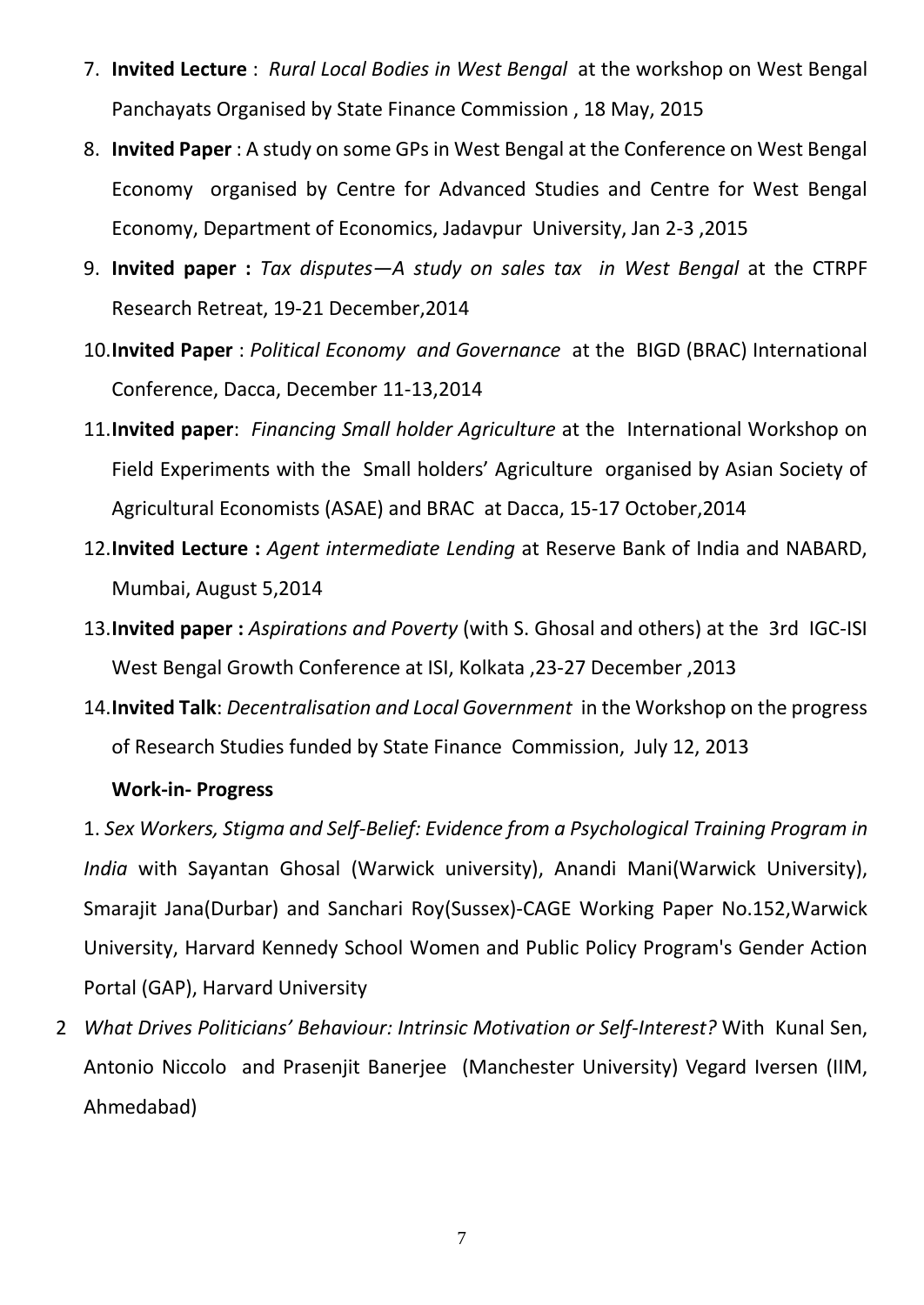7. **Invited Lecture** : *Rural Local Bodies in West Bengal* at the workshop on West Bengal Panchayats Organised by State Finance Commission , 18 May, 2015
8. **Invited Paper** : A study on some GPs in West Bengal at the Conference on West Bengal Economy organised by Centre for Advanced Studies and Centre for West Bengal Economy, Department of Economics, Jadavpur University, Jan 2-3 ,2015
9. **Invited paper :** *Tax disputes—A study on sales tax in West Bengal* at the CTRPF Research Retreat, 19-21 December,2014
10. **Invited Paper** : *Political Economy and Governance* at the BIGD (BRAC) International Conference, Dacca, December 11-13,2014
11. **Invited paper**: *Financing Small holder Agriculture* at the International Workshop on Field Experiments with the Small holders' Agriculture organised by Asian Society of Agricultural Economists (ASAE) and BRAC at Dacca, 15-17 October,2014
12. **Invited Lecture :** *Agent intermediate Lending* at Reserve Bank of India and NABARD, Mumbai, August 5,2014
13. **Invited paper :** *Aspirations and Poverty* (with S. Ghosal and others) at the 3rd IGC-ISI West Bengal Growth Conference at ISI, Kolkata ,23-27 December ,2013
14. **Invited Talk**: *Decentralisation and Local Government* in the Workshop on the progress of Research Studies funded by State Finance Commission, July 12, 2013

**Work-in- Progress**

1. *Sex Workers, Stigma and Self-Belief: Evidence from a Psychological Training Program in India* with Sayantan Ghosal (Warwick university), Anandi Mani(Warwick University), Smarajit Jana(Durbar) and Sanchari Roy(Sussex)-CAGE Working Paper No.152,Warwick University, Harvard Kennedy School Women and Public Policy Program's Gender Action Portal (GAP), Harvard University

2 *What Drives Politicians' Behaviour: Intrinsic Motivation or Self-Interest?* With Kunal Sen, Antonio Niccolo and Prasenjit Banerjee (Manchester University) Vegard Iversen (IIM, Ahmedabad)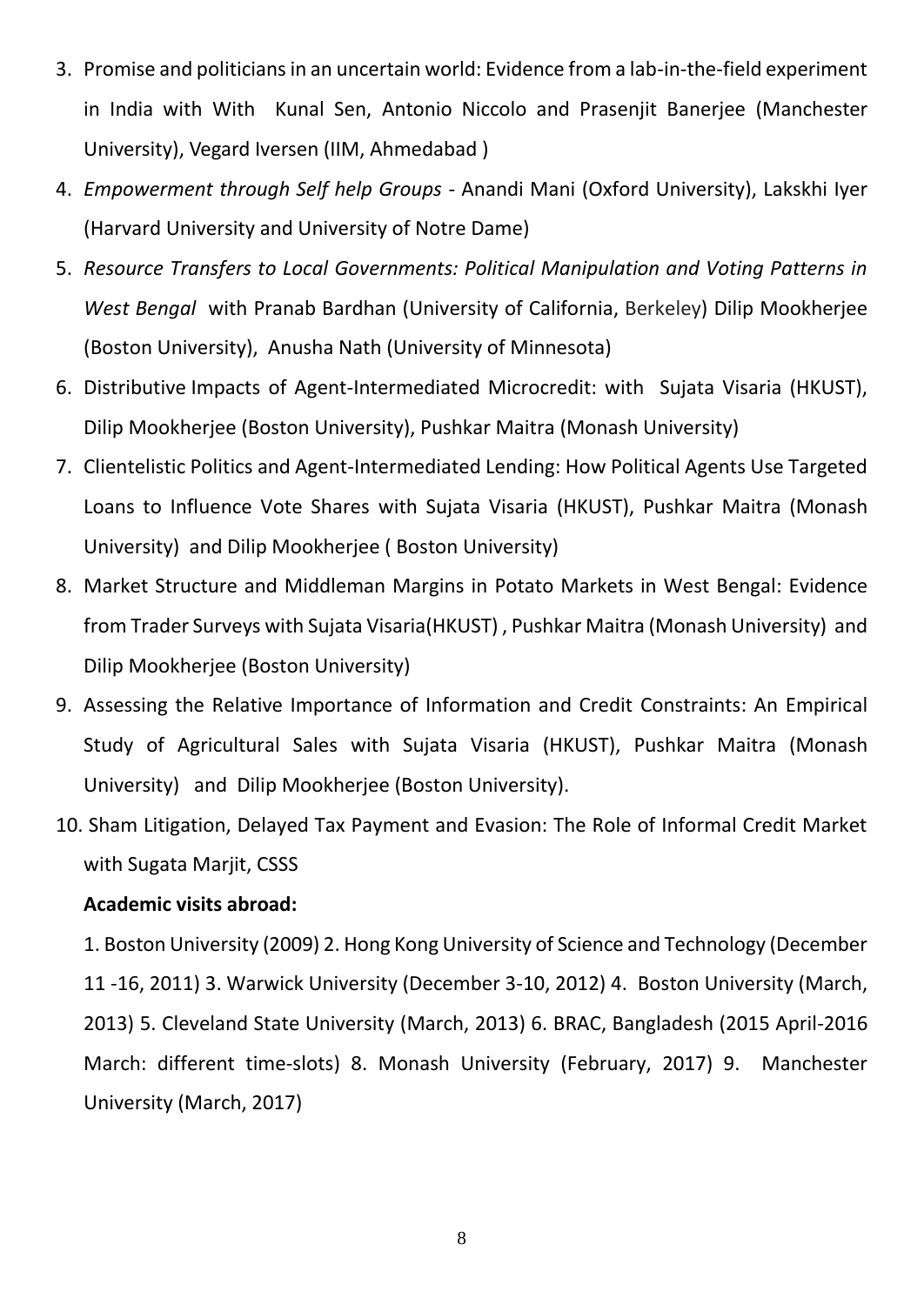3. Promise and politicians in an uncertain world: Evidence from a lab-in-the-field experiment in India with With Kunal Sen, Antonio Niccolo and Prasenjit Banerjee (Manchester University), Vegard Iversen (IIM, Ahmedabad )
4. *Empowerment through Self help Groups* - Anandi Mani (Oxford University), Lakskhi Iyer (Harvard University and University of Notre Dame)
5. *Resource Transfers to Local Governments: Political Manipulation and Voting Patterns in West Bengal* with Pranab Bardhan (University of California, Berkeley) Dilip Mookherjee (Boston University), Anusha Nath (University of Minnesota)
6. Distributive Impacts of Agent-Intermediated Microcredit: with Sujata Visaria (HKUST), Dilip Mookherjee (Boston University), Pushkar Maitra (Monash University)
7. Clientelistic Politics and Agent-Intermediated Lending: How Political Agents Use Targeted Loans to Influence Vote Shares with Sujata Visaria (HKUST), Pushkar Maitra (Monash University) and Dilip Mookherjee ( Boston University)
8. Market Structure and Middleman Margins in Potato Markets in West Bengal: Evidence from Trader Surveys with Sujata Visaria(HKUST) , Pushkar Maitra (Monash University) and Dilip Mookherjee (Boston University)
9. Assessing the Relative Importance of Information and Credit Constraints: An Empirical Study of Agricultural Sales with Sujata Visaria (HKUST), Pushkar Maitra (Monash University) and Dilip Mookherjee (Boston University).
10. Sham Litigation, Delayed Tax Payment and Evasion: The Role of Informal Credit Market with Sugata Marjit, CSSS

**Academic visits abroad:**

1. Boston University (2009) 2. Hong Kong University of Science and Technology (December 11 -16, 2011) 3. Warwick University (December 3-10, 2012) 4. Boston University (March, 2013) 5. Cleveland State University (March, 2013) 6. BRAC, Bangladesh (2015 April-2016 March: different time-slots) 8. Monash University (February, 2017) 9. Manchester University (March, 2017)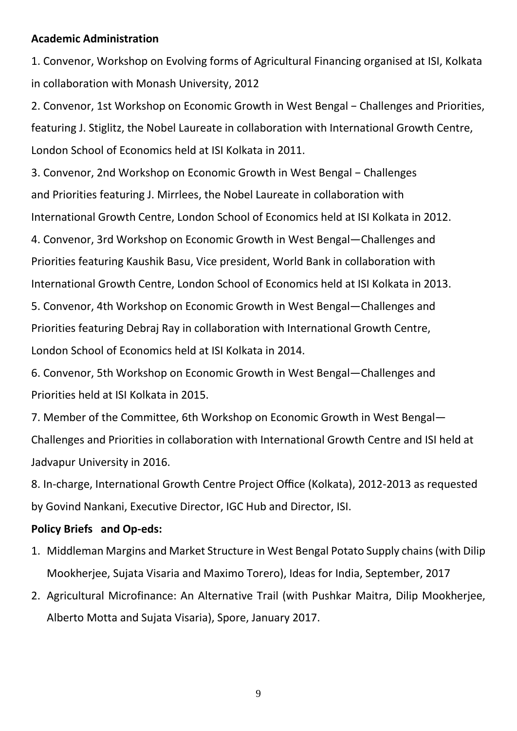**Academic Administration**

1. Convenor, Workshop on Evolving forms of Agricultural Financing organised at ISI, Kolkata in collaboration with Monash University, 2012

2. Convenor, 1st Workshop on Economic Growth in West Bengal − Challenges and Priorities, featuring J. Stiglitz, the Nobel Laureate in collaboration with International Growth Centre, London School of Economics held at ISI Kolkata in 2011.

3. Convenor, 2nd Workshop on Economic Growth in West Bengal − Challenges and Priorities featuring J. Mirrlees, the Nobel Laureate in collaboration with International Growth Centre, London School of Economics held at ISI Kolkata in 2012.

4. Convenor, 3rd Workshop on Economic Growth in West Bengal—Challenges and Priorities featuring Kaushik Basu, Vice president, World Bank in collaboration with International Growth Centre, London School of Economics held at ISI Kolkata in 2013.

5. Convenor, 4th Workshop on Economic Growth in West Bengal—Challenges and Priorities featuring Debraj Ray in collaboration with International Growth Centre, London School of Economics held at ISI Kolkata in 2014.

6. Convenor, 5th Workshop on Economic Growth in West Bengal—Challenges and Priorities held at ISI Kolkata in 2015.

7. Member of the Committee, 6th Workshop on Economic Growth in West Bengal—Challenges and Priorities in collaboration with International Growth Centre and ISI held at Jadvapur University in 2016.

8. In-charge, International Growth Centre Project Office (Kolkata), 2012-2013 as requested by Govind Nankani, Executive Director, IGC Hub and Director, ISI.

**Policy Briefs and Op-eds:**

1. Middleman Margins and Market Structure in West Bengal Potato Supply chains (with Dilip Mookherjee, Sujata Visaria and Maximo Torero), Ideas for India, September, 2017
2. Agricultural Microfinance: An Alternative Trail (with Pushkar Maitra, Dilip Mookherjee, Alberto Motta and Sujata Visaria), Spore, January 2017.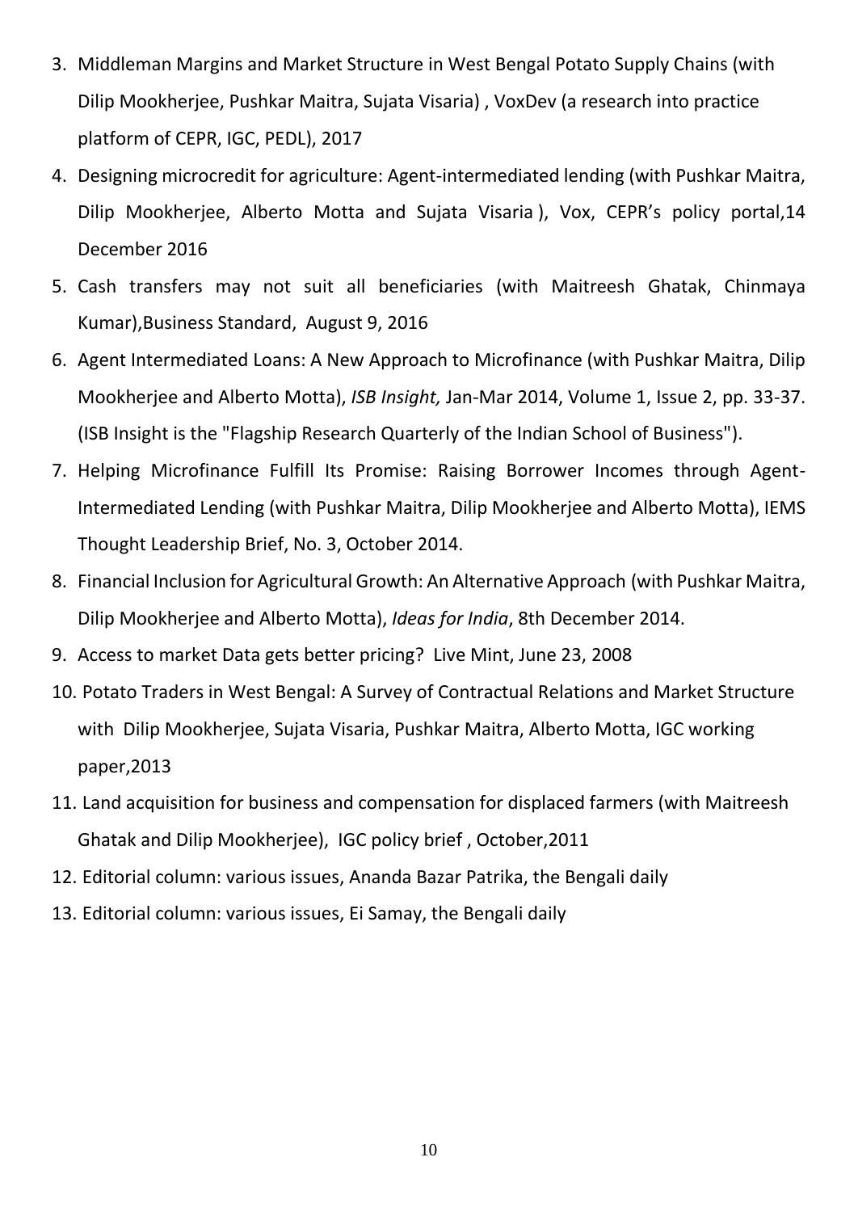3. Middleman Margins and Market Structure in West Bengal Potato Supply Chains (with Dilip Mookherjee, Pushkar Maitra, Sujata Visaria) , VoxDev (a research into practice platform of CEPR, IGC, PEDL), 2017
4. Designing microcredit for agriculture: Agent-intermediated lending (with Pushkar Maitra, Dilip Mookherjee, Alberto Motta and Sujata Visaria ), Vox, CEPR's policy portal,14 December 2016
5. Cash transfers may not suit all beneficiaries (with Maitreesh Ghatak, Chinmaya Kumar),Business Standard, August 9, 2016
6. Agent Intermediated Loans: A New Approach to Microfinance (with Pushkar Maitra, Dilip Mookherjee and Alberto Motta), *ISB Insight,* Jan-Mar 2014, Volume 1, Issue 2, pp. 33-37. (ISB Insight is the "Flagship Research Quarterly of the Indian School of Business").
7. Helping Microfinance Fulfill Its Promise: Raising Borrower Incomes through Agent-Intermediated Lending (with Pushkar Maitra, Dilip Mookherjee and Alberto Motta), IEMS Thought Leadership Brief, No. 3, October 2014.
8. Financial Inclusion for Agricultural Growth: An Alternative Approach (with Pushkar Maitra, Dilip Mookherjee and Alberto Motta), *Ideas for India*, 8th December 2014.
9. Access to market Data gets better pricing? Live Mint, June 23, 2008
10. Potato Traders in West Bengal: A Survey of Contractual Relations and Market Structure with Dilip Mookherjee, Sujata Visaria, Pushkar Maitra, Alberto Motta, IGC working paper,2013
11. Land acquisition for business and compensation for displaced farmers (with Maitreesh Ghatak and Dilip Mookherjee), IGC policy brief , October,2011
12. Editorial column: various issues, Ananda Bazar Patrika, the Bengali daily
13. Editorial column: various issues, Ei Samay, the Bengali daily